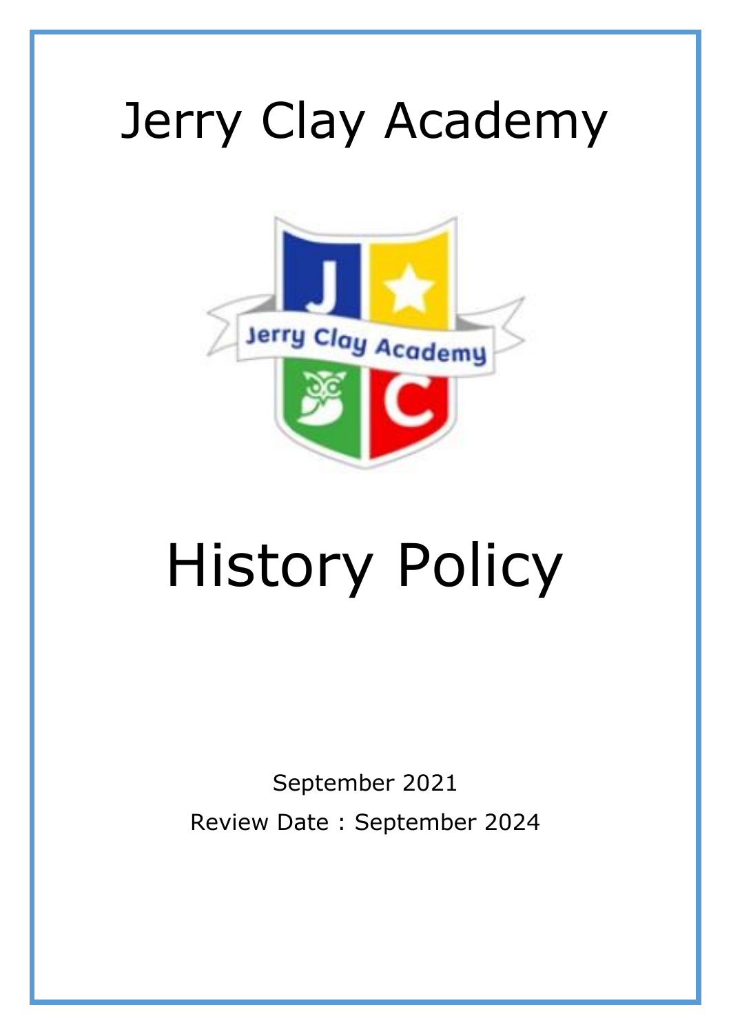# Jerry Clay Academy

# History Policy

September 2021

Review Date : September 2024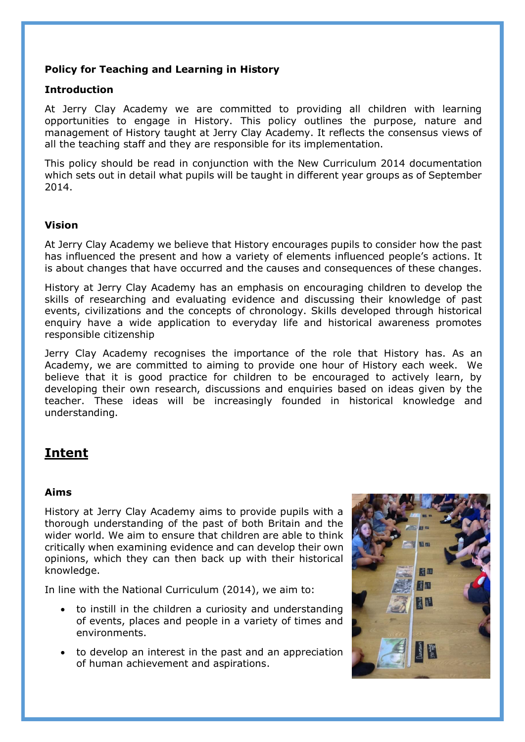**Policy for Teaching and Learning in History**

**Introduction**

At Jerry Clay Academy we are committed to providing all children with learning opportunities to engage in History. This policy outlines the purpose, nature and management of History taught at Jerry Clay Academy. It reflects the consensus views of all the teaching staff and they are responsible for its implementation.

This policy should be read in conjunction with the New Curriculum 2014 documentation which sets out in detail what pupils will be taught in different year groups as of September 2014.

**Vision**

At Jerry Clay Academy we believe that History encourages pupils to consider how the past has influenced the present and how a variety of elements influenced people's actions. It is about changes that have occurred and the causes and consequences of these changes.

History at Jerry Clay Academy has an emphasis on encouraging children to develop the skills of researching and evaluating evidence and discussing their knowledge of past events, civilizations and the concepts of chronology. Skills developed through historical enquiry have a wide application to everyday life and historical awareness promotes responsible citizenship

Jerry Clay Academy recognises the importance of the role that History has. As an Academy, we are committed to aiming to provide one hour of History each week. We believe that it is good practice for children to be encouraged to actively learn, by developing their own research, discussions and enquiries based on ideas given by the teacher. These ideas will be increasingly founded in historical knowledge and understanding.

## Intent

**Aims**

History at Jerry Clay Academy aims to provide pupils with a thorough understanding of the past of both Britain and the wider world. We aim to ensure that children are able to think critically when examining evidence and can develop their own opinions, which they can then back up with their historical knowledge.

In line with the National Curriculum (2014), we aim to:

- to instill in the children a curiosity and understanding of events, places and people in a variety of times and environments.
- to develop an interest in the past and an appreciation of human achievement and aspirations.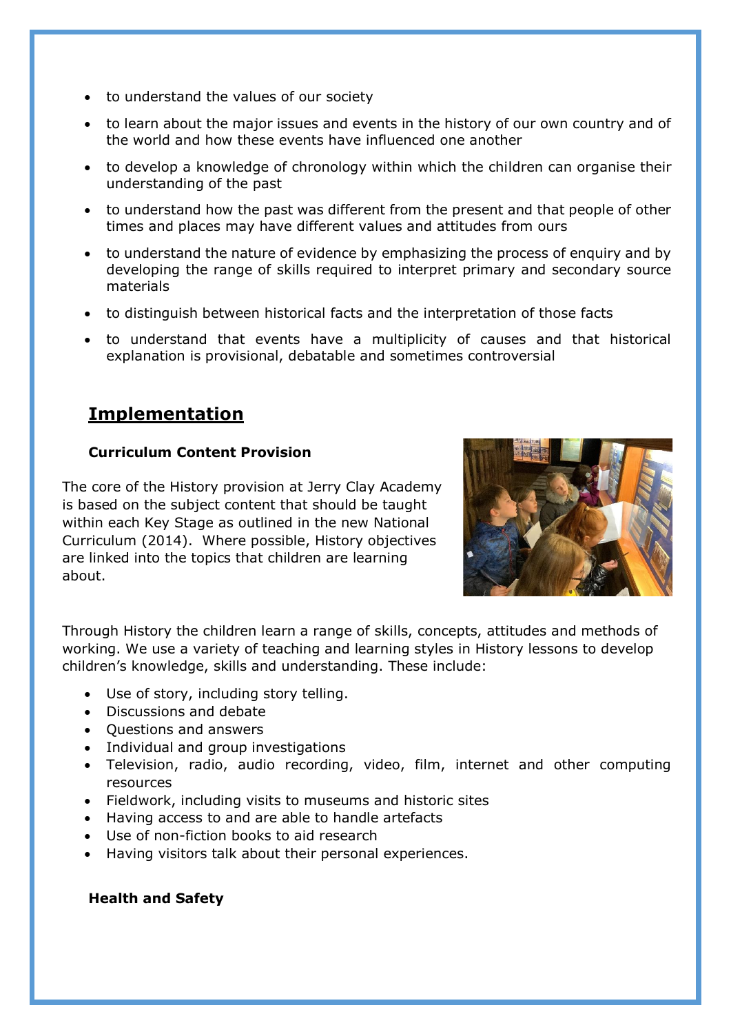- to understand the values of our society
- to learn about the major issues and events in the history of our own country and of the world and how these events have influenced one another
- to develop a knowledge of chronology within which the children can organise their understanding of the past
- to understand how the past was different from the present and that people of other times and places may have different values and attitudes from ours
- to understand the nature of evidence by emphasizing the process of enquiry and by developing the range of skills required to interpret primary and secondary source materials
- to distinguish between historical facts and the interpretation of those facts
- to understand that events have a multiplicity of causes and that historical explanation is provisional, debatable and sometimes controversial

## Implementation

### Curriculum Content Provision

The core of the History provision at Jerry Clay Academy is based on the subject content that should be taught within each Key Stage as outlined in the new National Curriculum (2014). Where possible, History objectives are linked into the topics that children are learning about.

Through History the children learn a range of skills, concepts, attitudes and methods of working. We use a variety of teaching and learning styles in History lessons to develop children's knowledge, skills and understanding. These include:

- Use of story, including story telling.
- Discussions and debate
- Questions and answers
- Individual and group investigations
- Television, radio, audio recording, video, film, internet and other computing resources
- Fieldwork, including visits to museums and historic sites
- Having access to and are able to handle artefacts
- Use of non-fiction books to aid research
- Having visitors talk about their personal experiences.

### Health and Safety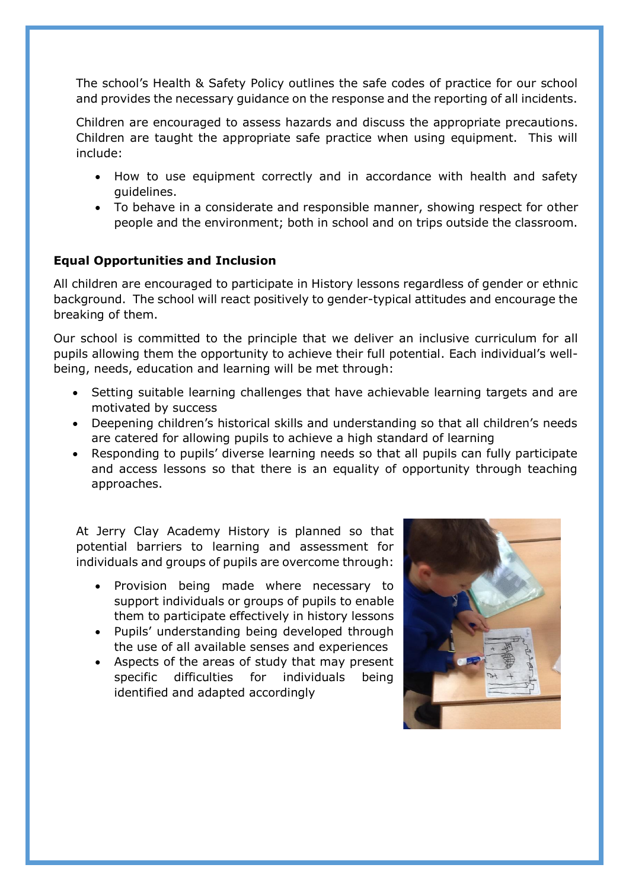The school's Health & Safety Policy outlines the safe codes of practice for our school and provides the necessary guidance on the response and the reporting of all incidents.

Children are encouraged to assess hazards and discuss the appropriate precautions. Children are taught the appropriate safe practice when using equipment. This will include:

- How to use equipment correctly and in accordance with health and safety guidelines.
- To behave in a considerate and responsible manner, showing respect for other people and the environment; both in school and on trips outside the classroom.

**Equal Opportunities and Inclusion**

All children are encouraged to participate in History lessons regardless of gender or ethnic background. The school will react positively to gender-typical attitudes and encourage the breaking of them.

Our school is committed to the principle that we deliver an inclusive curriculum for all pupils allowing them the opportunity to achieve their full potential. Each individual's well-being, needs, education and learning will be met through:

- Setting suitable learning challenges that have achievable learning targets and are motivated by success
- Deepening children's historical skills and understanding so that all children's needs are catered for allowing pupils to achieve a high standard of learning
- Responding to pupils' diverse learning needs so that all pupils can fully participate and access lessons so that there is an equality of opportunity through teaching approaches.

At Jerry Clay Academy History is planned so that potential barriers to learning and assessment for individuals and groups of pupils are overcome through:

- Provision being made where necessary to support individuals or groups of pupils to enable them to participate effectively in history lessons
- Pupils' understanding being developed through the use of all available senses and experiences
- Aspects of the areas of study that may present specific difficulties for individuals being identified and adapted accordingly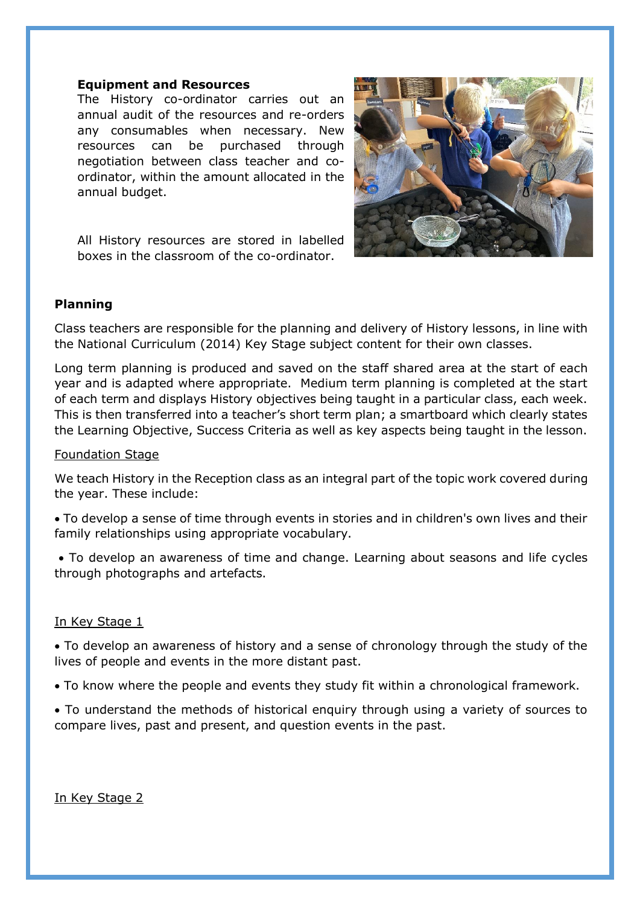**Equipment and Resources**

The History co-ordinator carries out an annual audit of the resources and re-orders any consumables when necessary. New resources can be purchased through negotiation between class teacher and co-ordinator, within the amount allocated in the annual budget.

All History resources are stored in labelled boxes in the classroom of the co-ordinator.

**Planning**

Class teachers are responsible for the planning and delivery of History lessons, in line with the National Curriculum (2014) Key Stage subject content for their own classes.

Long term planning is produced and saved on the staff shared area at the start of each year and is adapted where appropriate. Medium term planning is completed at the start of each term and displays History objectives being taught in a particular class, each week. This is then transferred into a teacher's short term plan; a smartboard which clearly states the Learning Objective, Success Criteria as well as key aspects being taught in the lesson.

Foundation Stage

We teach History in the Reception class as an integral part of the topic work covered during the year. These include:

- To develop a sense of time through events in stories and in children's own lives and their family relationships using appropriate vocabulary.
- To develop an awareness of time and change. Learning about seasons and life cycles through photographs and artefacts.

In Key Stage 1

- To develop an awareness of history and a sense of chronology through the study of the lives of people and events in the more distant past.
- To know where the people and events they study fit within a chronological framework.
- To understand the methods of historical enquiry through using a variety of sources to compare lives, past and present, and question events in the past.

In Key Stage 2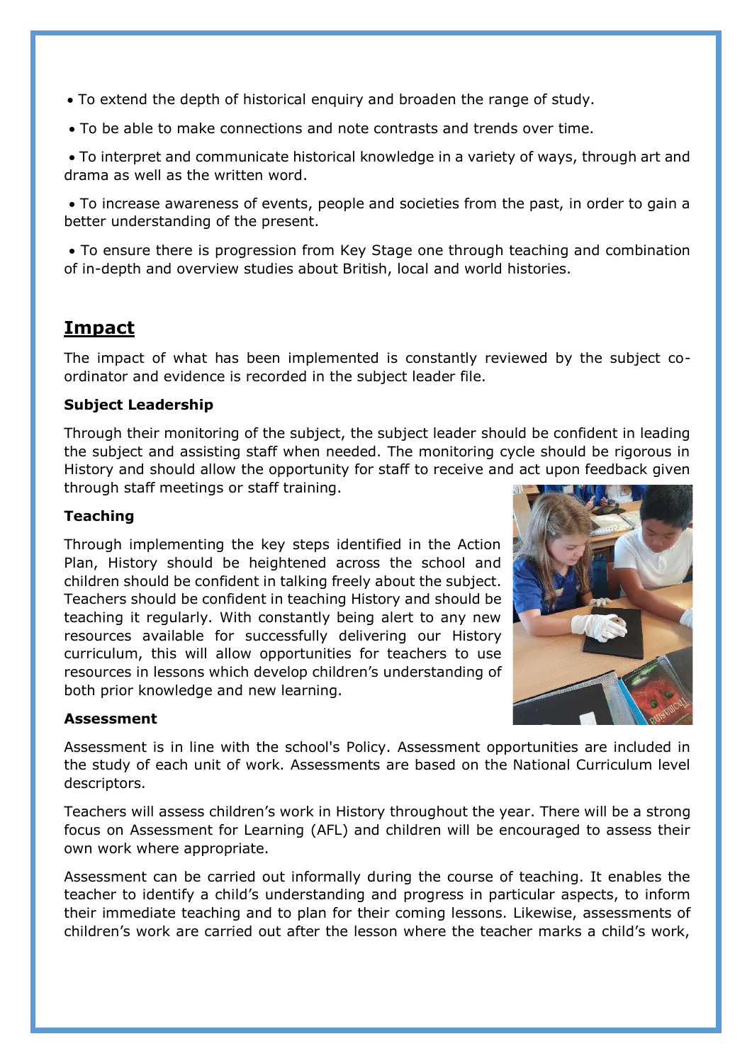- To extend the depth of historical enquiry and broaden the range of study.
- To be able to make connections and note contrasts and trends over time.
- To interpret and communicate historical knowledge in a variety of ways, through art and drama as well as the written word.
- To increase awareness of events, people and societies from the past, in order to gain a better understanding of the present.
- To ensure there is progression from Key Stage one through teaching and combination of in-depth and overview studies about British, local and world histories.

## Impact

The impact of what has been implemented is constantly reviewed by the subject co-ordinator and evidence is recorded in the subject leader file.

**Subject Leadership**

Through their monitoring of the subject, the subject leader should be confident in leading the subject and assisting staff when needed. The monitoring cycle should be rigorous in History and should allow the opportunity for staff to receive and act upon feedback given through staff meetings or staff training.

**Teaching**

Through implementing the key steps identified in the Action Plan, History should be heightened across the school and children should be confident in talking freely about the subject. Teachers should be confident in teaching History and should be teaching it regularly. With constantly being alert to any new resources available for successfully delivering our History curriculum, this will allow opportunities for teachers to use resources in lessons which develop children's understanding of both prior knowledge and new learning.

**Assessment**

Assessment is in line with the school's Policy. Assessment opportunities are included in the study of each unit of work. Assessments are based on the National Curriculum level descriptors.

Teachers will assess children's work in History throughout the year. There will be a strong focus on Assessment for Learning (AFL) and children will be encouraged to assess their own work where appropriate.

Assessment can be carried out informally during the course of teaching. It enables the teacher to identify a child's understanding and progress in particular aspects, to inform their immediate teaching and to plan for their coming lessons. Likewise, assessments of children's work are carried out after the lesson where the teacher marks a child's work,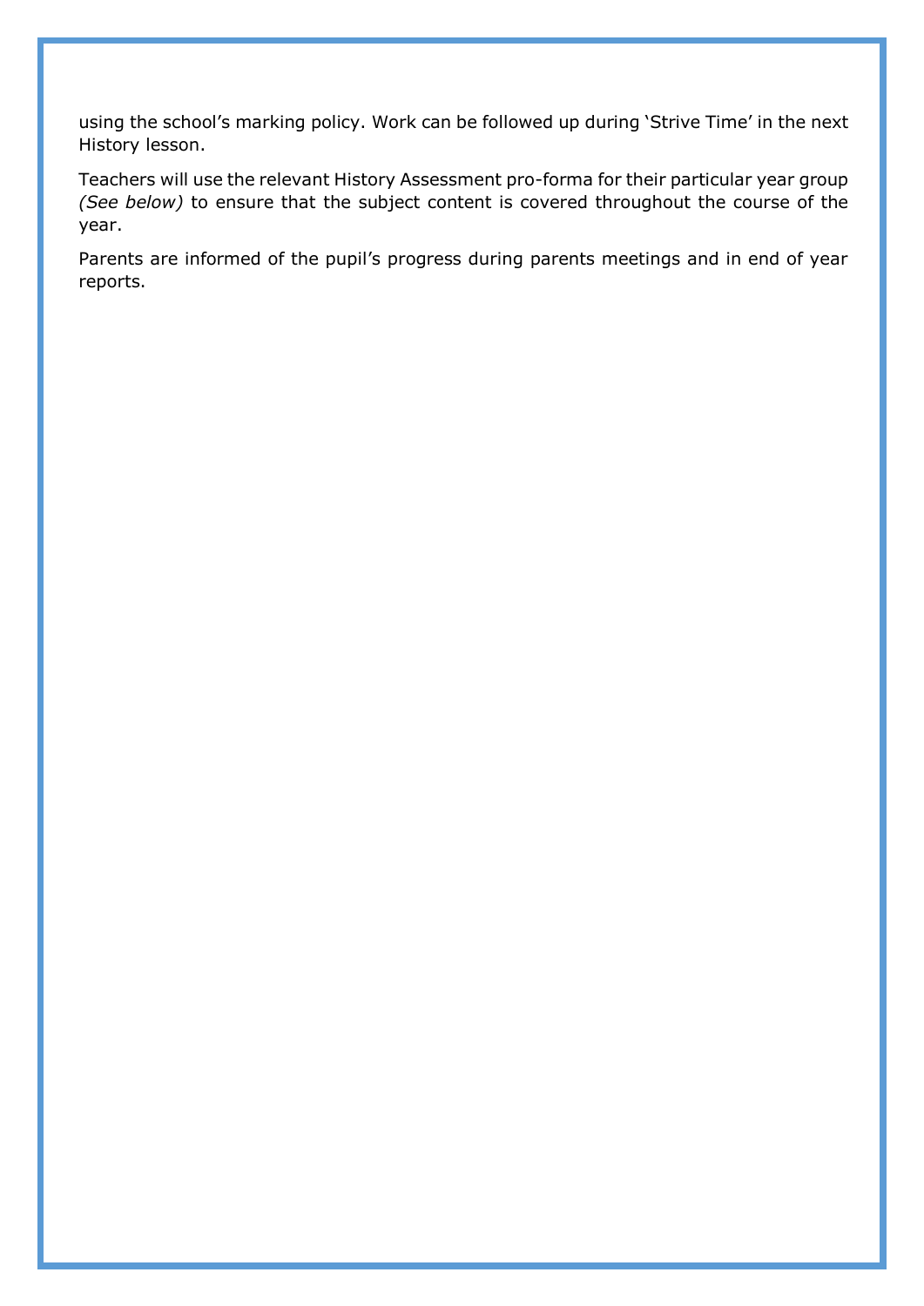using the school's marking policy. Work can be followed up during 'Strive Time' in the next History lesson.

Teachers will use the relevant History Assessment pro-forma for their particular year group *(See below)* to ensure that the subject content is covered throughout the course of the year.

Parents are informed of the pupil's progress during parents meetings and in end of year reports.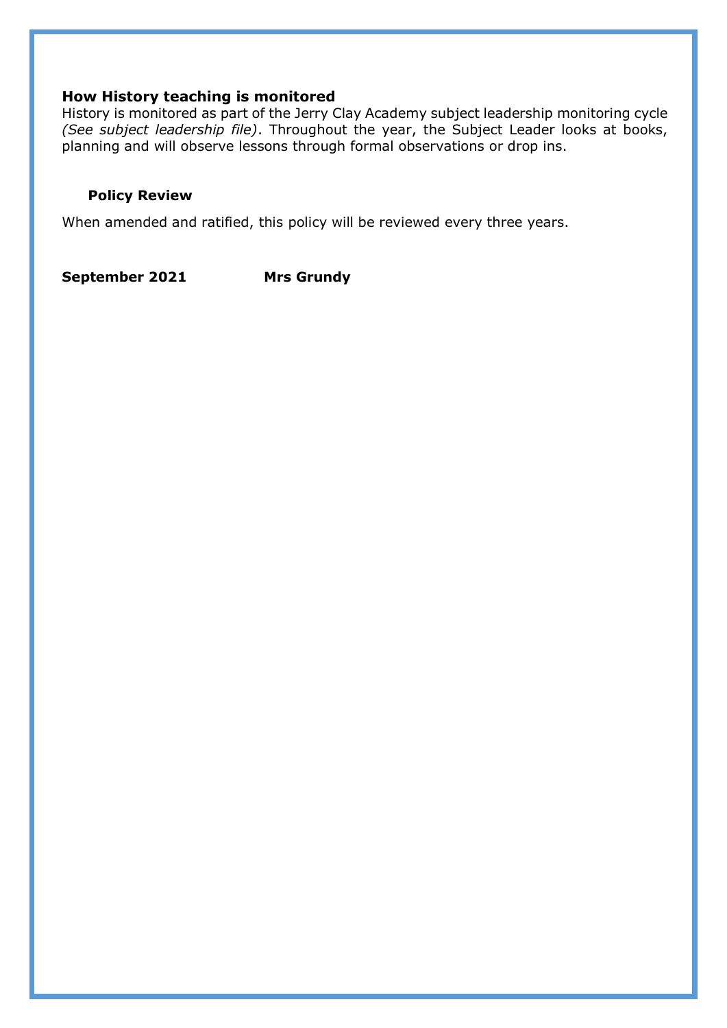### How History teaching is monitored

History is monitored as part of the Jerry Clay Academy subject leadership monitoring cycle *(See subject leadership file)*. Throughout the year, the Subject Leader looks at books, planning and will observe lessons through formal observations or drop ins.

### Policy Review

When amended and ratified, this policy will be reviewed every three years.

**September 2021 Mrs Grundy**